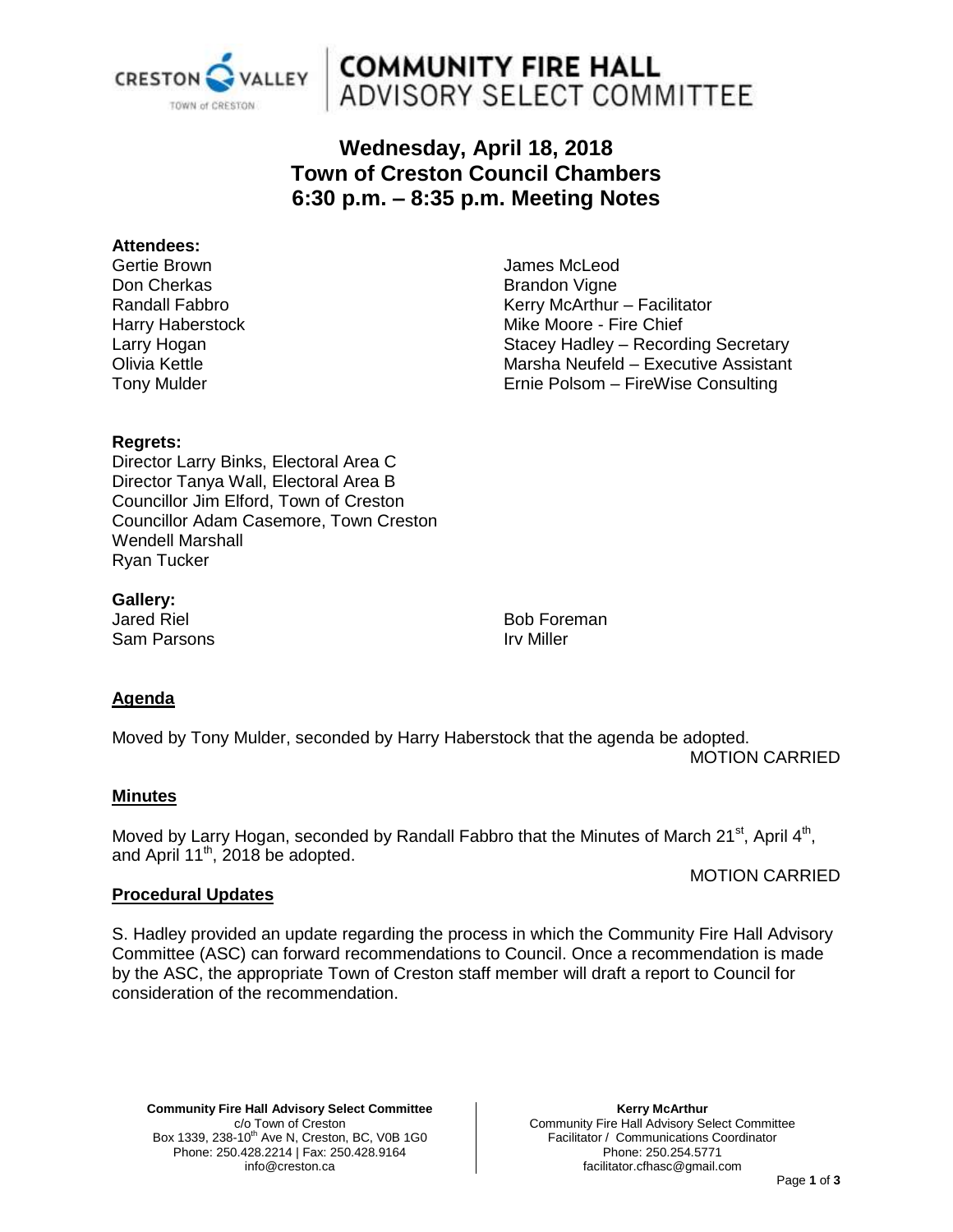# COMMUNITY FIRE HALL ADVISORY SELECT COMMITTEE

## Wednesday, April 18, 2018
## Town of Creston Council Chambers
## 6:30 p.m. – 8:35 p.m. Meeting Notes

**Attendees:**

Gertie Brown
Don Cherkas
Randall Fabbro
Harry Haberstock
Larry Hogan
Olivia Kettle
Tony Mulder
James McLeod
Brandon Vigne
Kerry McArthur – Facilitator
Mike Moore - Fire Chief
Stacey Hadley – Recording Secretary
Marsha Neufeld – Executive Assistant
Ernie Polsom – FireWise Consulting

**Regrets:**

Director Larry Binks, Electoral Area C
Director Tanya Wall, Electoral Area B
Councillor Jim Elford, Town of Creston
Councillor Adam Casemore, Town Creston
Wendell Marshall
Ryan Tucker

**Gallery:**

Jared Riel
Sam Parsons
Bob Foreman
Irv Miller

**Agenda**

Moved by Tony Mulder, seconded by Harry Haberstock that the agenda be adopted.

MOTION CARRIED

**Minutes**

Moved by Larry Hogan, seconded by Randall Fabbro that the Minutes of March 21st, April 4th, and April 11th, 2018 be adopted.

MOTION CARRIED

**Procedural Updates**

S. Hadley provided an update regarding the process in which the Community Fire Hall Advisory Committee (ASC) can forward recommendations to Council. Once a recommendation is made by the ASC, the appropriate Town of Creston staff member will draft a report to Council for consideration of the recommendation.

**Community Fire Hall Advisory Select Committee**
c/o Town of Creston
Box 1339, 238-10th Ave N, Creston, BC, V0B 1G0
Phone: 250.428.2214 | Fax: 250.428.9164
info@creston.ca

**Kerry McArthur**
Community Fire Hall Advisory Select Committee
Facilitator / Communications Coordinator
Phone: 250.254.5771
facilitator.cfhasc@gmail.com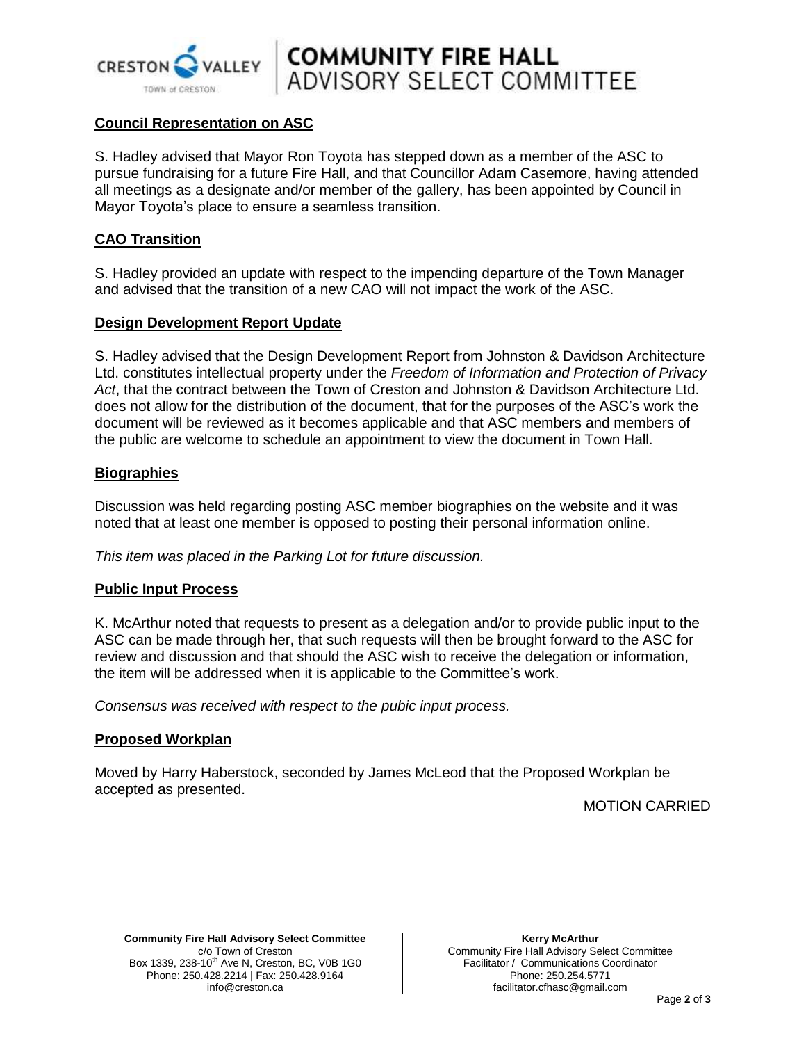## Council Representation on ASC

S. Hadley advised that Mayor Ron Toyota has stepped down as a member of the ASC to pursue fundraising for a future Fire Hall, and that Councillor Adam Casemore, having attended all meetings as a designate and/or member of the gallery, has been appointed by Council in Mayor Toyota's place to ensure a seamless transition.

## CAO Transition

S. Hadley provided an update with respect to the impending departure of the Town Manager and advised that the transition of a new CAO will not impact the work of the ASC.

## Design Development Report Update

S. Hadley advised that the Design Development Report from Johnston & Davidson Architecture Ltd. constitutes intellectual property under the *Freedom of Information and Protection of Privacy Act*, that the contract between the Town of Creston and Johnston & Davidson Architecture Ltd. does not allow for the distribution of the document, that for the purposes of the ASC's work the document will be reviewed as it becomes applicable and that ASC members and members of the public are welcome to schedule an appointment to view the document in Town Hall.

## Biographies

Discussion was held regarding posting ASC member biographies on the website and it was noted that at least one member is opposed to posting their personal information online.

*This item was placed in the Parking Lot for future discussion.*

## Public Input Process

K. McArthur noted that requests to present as a delegation and/or to provide public input to the ASC can be made through her, that such requests will then be brought forward to the ASC for review and discussion and that should the ASC wish to receive the delegation or information, the item will be addressed when it is applicable to the Committee's work.

*Consensus was received with respect to the pubic input process.*

## Proposed Workplan

Moved by Harry Haberstock, seconded by James McLeod that the Proposed Workplan be accepted as presented.

MOTION CARRIED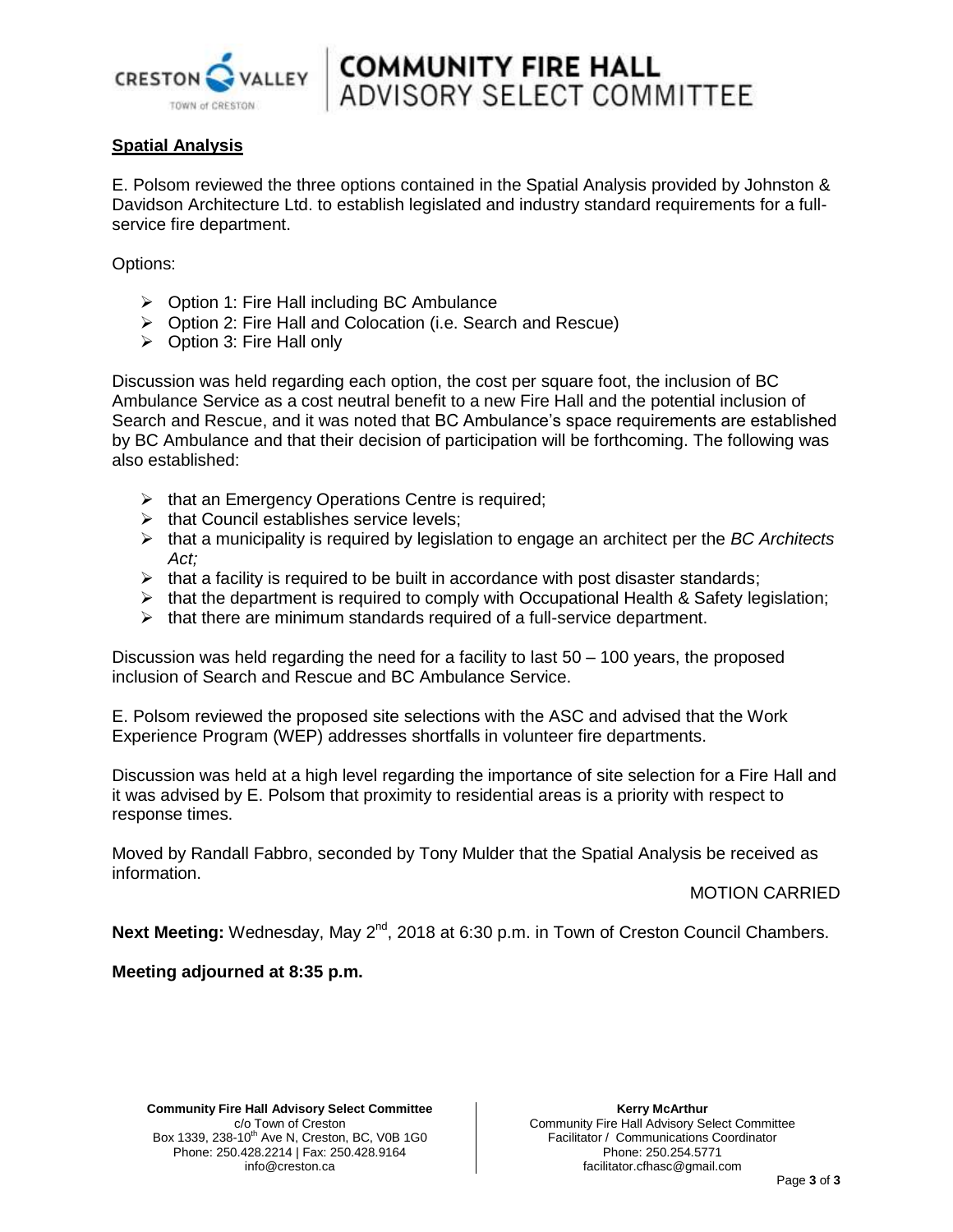## Spatial Analysis

E. Polsom reviewed the three options contained in the Spatial Analysis provided by Johnston & Davidson Architecture Ltd. to establish legislated and industry standard requirements for a full-service fire department.

Options:

- Option 1: Fire Hall including BC Ambulance
- Option 2: Fire Hall and Colocation (i.e. Search and Rescue)
- Option 3: Fire Hall only

Discussion was held regarding each option, the cost per square foot, the inclusion of BC Ambulance Service as a cost neutral benefit to a new Fire Hall and the potential inclusion of Search and Rescue, and it was noted that BC Ambulance's space requirements are established by BC Ambulance and that their decision of participation will be forthcoming. The following was also established:

- that an Emergency Operations Centre is required;
- that Council establishes service levels;
- that a municipality is required by legislation to engage an architect per the *BC Architects Act;*
- that a facility is required to be built in accordance with post disaster standards;
- that the department is required to comply with Occupational Health & Safety legislation;
- that there are minimum standards required of a full-service department.

Discussion was held regarding the need for a facility to last 50 – 100 years, the proposed inclusion of Search and Rescue and BC Ambulance Service.

E. Polsom reviewed the proposed site selections with the ASC and advised that the Work Experience Program (WEP) addresses shortfalls in volunteer fire departments.

Discussion was held at a high level regarding the importance of site selection for a Fire Hall and it was advised by E. Polsom that proximity to residential areas is a priority with respect to response times.

Moved by Randall Fabbro, seconded by Tony Mulder that the Spatial Analysis be received as information.

MOTION CARRIED

**Next Meeting:** Wednesday, May 2nd, 2018 at 6:30 p.m. in Town of Creston Council Chambers.

**Meeting adjourned at 8:35 p.m.**